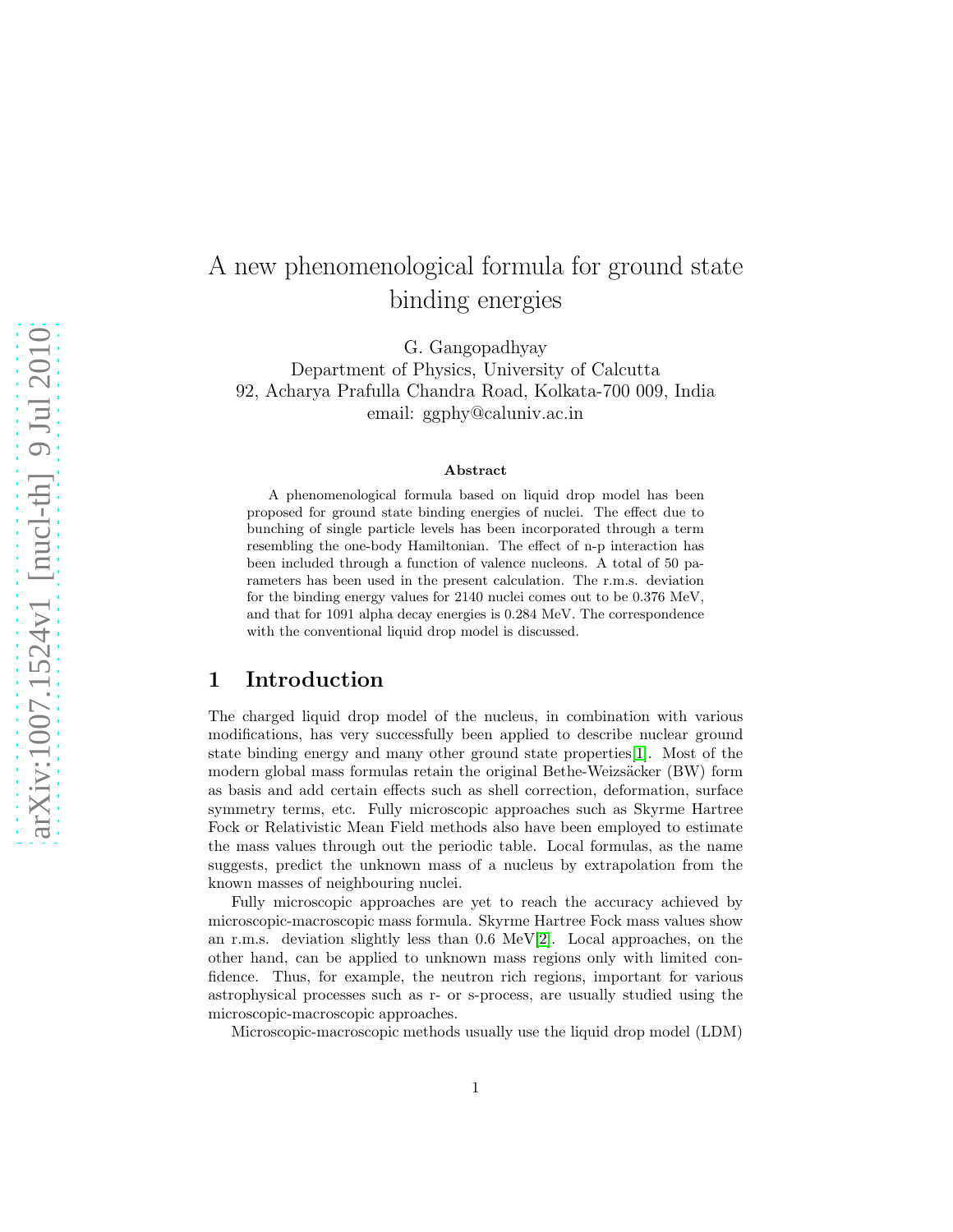# A new phenomenological formula for ground state binding energies

G. Gangopadhyay
Department of Physics, University of Calcutta
92, Acharya Prafulla Chandra Road, Kolkata-700 009, India
email: ggphy@caluniv.ac.in

### Abstract

A phenomenological formula based on liquid drop model has been proposed for ground state binding energies of nuclei. The effect due to bunching of single particle levels has been incorporated through a term resembling the one-body Hamiltonian. The effect of n-p interaction has been included through a function of valence nucleons. A total of 50 parameters has been used in the present calculation. The r.m.s. deviation for the binding energy values for 2140 nuclei comes out to be 0.376 MeV, and that for 1091 alpha decay energies is 0.284 MeV. The correspondence with the conventional liquid drop model is discussed.

## 1 Introduction

The charged liquid drop model of the nucleus, in combination with various modifications, has very successfully been applied to describe nuclear ground state binding energy and many other ground state properties[1]. Most of the modern global mass formulas retain the original Bethe-Weizsäcker (BW) form as basis and add certain effects such as shell correction, deformation, surface symmetry terms, etc. Fully microscopic approaches such as Skyrme Hartree Fock or Relativistic Mean Field methods also have been employed to estimate the mass values through out the periodic table. Local formulas, as the name suggests, predict the unknown mass of a nucleus by extrapolation from the known masses of neighbouring nuclei.

Fully microscopic approaches are yet to reach the accuracy achieved by microscopic-macroscopic mass formula. Skyrme Hartree Fock mass values show an r.m.s. deviation slightly less than 0.6 MeV[2]. Local approaches, on the other hand, can be applied to unknown mass regions only with limited confidence. Thus, for example, the neutron rich regions, important for various astrophysical processes such as r- or s-process, are usually studied using the microscopic-macroscopic approaches.

Microscopic-macroscopic methods usually use the liquid drop model (LDM)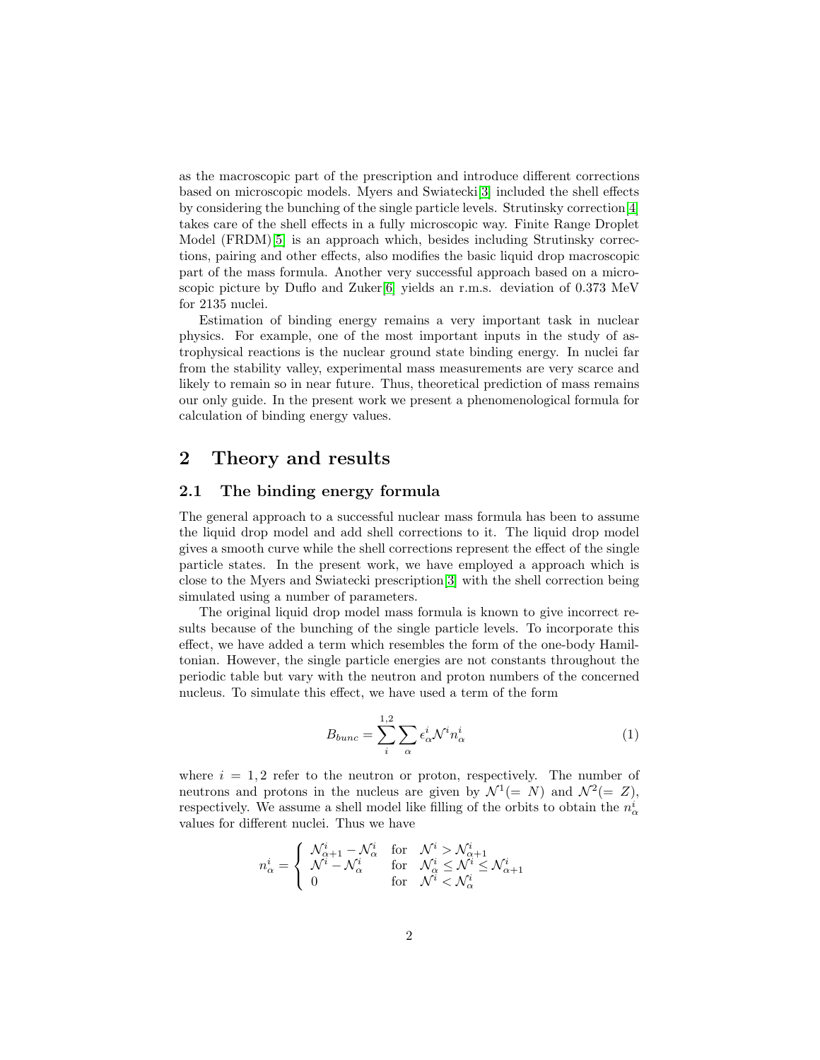as the macroscopic part of the prescription and introduce different corrections based on microscopic models. Myers and Swiatecki[3] included the shell effects by considering the bunching of the single particle levels. Strutinsky correction[4] takes care of the shell effects in a fully microscopic way. Finite Range Droplet Model (FRDM)[5] is an approach which, besides including Strutinsky corrections, pairing and other effects, also modifies the basic liquid drop macroscopic part of the mass formula. Another very successful approach based on a microscopic picture by Duflo and Zuker[6] yields an r.m.s. deviation of 0.373 MeV for 2135 nuclei.

Estimation of binding energy remains a very important task in nuclear physics. For example, one of the most important inputs in the study of astrophysical reactions is the nuclear ground state binding energy. In nuclei far from the stability valley, experimental mass measurements are very scarce and likely to remain so in near future. Thus, theoretical prediction of mass remains our only guide. In the present work we present a phenomenological formula for calculation of binding energy values.

## 2 Theory and results

### 2.1 The binding energy formula

The general approach to a successful nuclear mass formula has been to assume the liquid drop model and add shell corrections to it. The liquid drop model gives a smooth curve while the shell corrections represent the effect of the single particle states. In the present work, we have employed a approach which is close to the Myers and Swiatecki prescription[3] with the shell correction being simulated using a number of parameters.

The original liquid drop model mass formula is known to give incorrect results because of the bunching of the single particle levels. To incorporate this effect, we have added a term which resembles the form of the one-body Hamiltonian. However, the single particle energies are not constants throughout the periodic table but vary with the neutron and proton numbers of the concerned nucleus. To simulate this effect, we have used a term of the form

$$B_{bunc} = \sum_{i}^{1,2} \sum_{\alpha} \epsilon_{\alpha}^{i} \mathcal{N}^{i} n_{\alpha}^{i} \tag{1}$$

where $i = 1, 2$ refer to the neutron or proton, respectively. The number of neutrons and protons in the nucleus are given by $\mathcal{N}^1 (= N)$ and $\mathcal{N}^2 (= Z)$, respectively. We assume a shell model like filling of the orbits to obtain the $n_{\alpha}^{i}$ values for different nuclei. Thus we have

$$n_{\alpha}^{i} = \begin{cases} \mathcal{N}_{\alpha+1}^{i} - \mathcal{N}_{\alpha}^{i} & \text{for} \quad \mathcal{N}^{i} > \mathcal{N}_{\alpha+1}^{i} \\ \mathcal{N}^{i} - \mathcal{N}_{\alpha}^{i} & \text{for} \quad \mathcal{N}_{\alpha}^{i} \leq \mathcal{N}^{i} \leq \mathcal{N}_{\alpha+1}^{i} \\ 0 & \text{for} \quad \mathcal{N}^{i} < \mathcal{N}_{\alpha}^{i} \end{cases}$$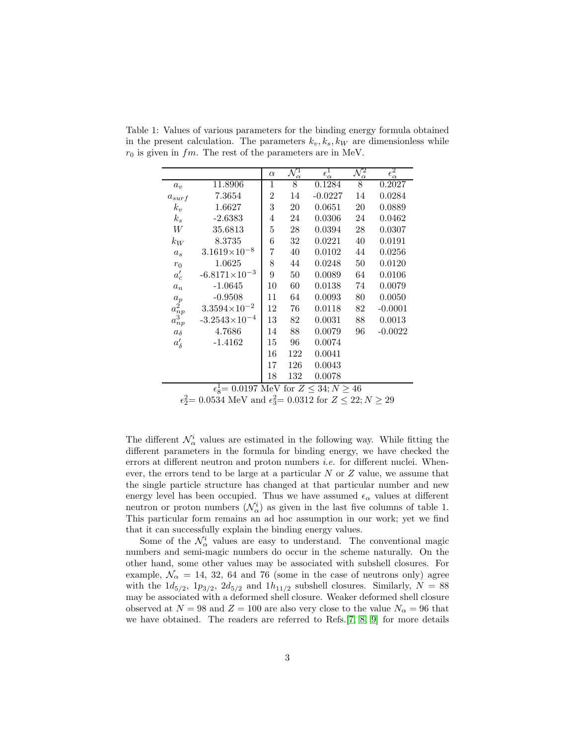Table 1: Values of various parameters for the binding energy formula obtained in the present calculation. The parameters $k_v, k_s, k_W$ are dimensionless while $r_0$ is given in $fm$. The rest of the parameters are in MeV.

| | | $\alpha$ | $\mathcal{N}_\alpha^1$ | $\epsilon_\alpha^1$ | $\mathcal{N}_\alpha^2$ | $\epsilon_\alpha^2$ |
|---|---|---|---|---|---|---|
| $a_v$ | 11.8906 | 1 | 8 | 0.1284 | 8 | 0.2027 |
| $a_{surf}$ | 7.3654 | 2 | 14 | -0.0227 | 14 | 0.0284 |
| $k_v$ | 1.6627 | 3 | 20 | 0.0651 | 20 | 0.0889 |
| $k_s$ | -2.6383 | 4 | 24 | 0.0306 | 24 | 0.0462 |
| $W$ | 35.6813 | 5 | 28 | 0.0394 | 28 | 0.0307 |
| $k_W$ | 8.3735 | 6 | 32 | 0.0221 | 40 | 0.0191 |
| $a_s$ | $3.1619\times10^{-8}$ | 7 | 40 | 0.0102 | 44 | 0.0256 |
| $r_0$ | 1.0625 | 8 | 44 | 0.0248 | 50 | 0.0120 |
| $a_c'$ | $-6.8171\times10^{-3}$ | 9 | 50 | 0.0089 | 64 | 0.0106 |
| $a_n$ | -1.0645 | 10 | 60 | 0.0138 | 74 | 0.0079 |
| $a_p$ | -0.9508 | 11 | 64 | 0.0093 | 80 | 0.0050 |
| $a_{np}^2$ | $3.3594\times10^{-2}$ | 12 | 76 | 0.0118 | 82 | -0.0001 |
| $a_{np}^3$ | $-3.2543\times10^{-4}$ | 13 | 82 | 0.0031 | 88 | 0.0013 |
| $a_\delta$ | 4.7686 | 14 | 88 | 0.0079 | 96 | -0.0022 |
| $a_\delta'$ | -1.4162 | 15 | 96 | 0.0074 | | |
| | | 16 | 122 | 0.0041 | | |
| | | 17 | 126 | 0.0043 | | |
| | | 18 | 132 | 0.0078 | | |

$\epsilon_8^1$= 0.0197 MeV for $Z \leq 34; N \geq 46$

$\epsilon_2^2$= 0.0534 MeV and $\epsilon_3^2$= 0.0312 for $Z \leq 22; N \geq 29$

The different $\mathcal{N}_\alpha^i$ values are estimated in the following way. While fitting the different parameters in the formula for binding energy, we have checked the errors at different neutron and proton numbers *i.e.* for different nuclei. Whenever, the errors tend to be large at a particular $N$ or $Z$ value, we assume that the single particle structure has changed at that particular number and new energy level has been occupied. Thus we have assumed $\epsilon_\alpha$ values at different neutron or proton numbers ($\mathcal{N}_\alpha^i$) as given in the last five columns of table 1. This particular form remains an ad hoc assumption in our work; yet we find that it can successfully explain the binding energy values.

Some of the $\mathcal{N}_\alpha^i$ values are easy to understand. The conventional magic numbers and semi-magic numbers do occur in the scheme naturally. On the other hand, some other values may be associated with subshell closures. For example, $\mathcal{N}_\alpha$ = 14, 32, 64 and 76 (some in the case of neutrons only) agree with the $1d_{5/2}$, $1p_{3/2}$, $2d_{5/2}$ and $1h_{11/2}$ subshell closures. Similarly, $N$ = 88 may be associated with a deformed shell closure. Weaker deformed shell closure observed at $N$ = 98 and $Z$ = 100 are also very close to the value $N_\alpha$ = 96 that we have obtained. The readers are referred to Refs.[7, 8, 9] for more details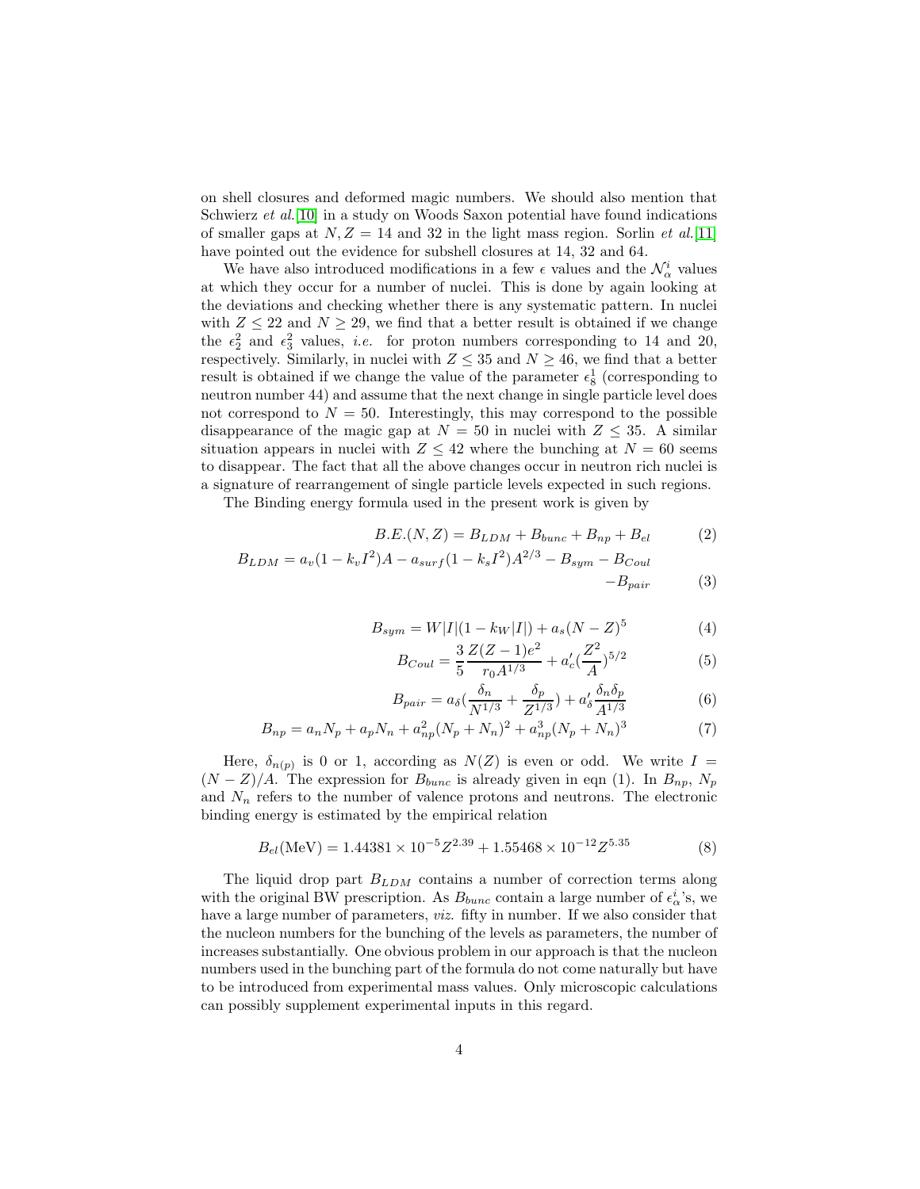on shell closures and deformed magic numbers. We should also mention that Schwierz *et al.*[10] in a study on Woods Saxon potential have found indications of smaller gaps at $N, Z = 14$ and 32 in the light mass region. Sorlin *et al.*[11] have pointed out the evidence for subshell closures at 14, 32 and 64.

We have also introduced modifications in a few $\epsilon$ values and the $\mathcal{N}_\alpha^i$ values at which they occur for a number of nuclei. This is done by again looking at the deviations and checking whether there is any systematic pattern. In nuclei with $Z \leq 22$ and $N \geq 29$, we find that a better result is obtained if we change the $\epsilon_2^2$ and $\epsilon_3^2$ values, *i.e.* for proton numbers corresponding to 14 and 20, respectively. Similarly, in nuclei with $Z \leq 35$ and $N \geq 46$, we find that a better result is obtained if we change the value of the parameter $\epsilon_8^1$ (corresponding to neutron number 44) and assume that the next change in single particle level does not correspond to $N = 50$. Interestingly, this may correspond to the possible disappearance of the magic gap at $N = 50$ in nuclei with $Z \leq 35$. A similar situation appears in nuclei with $Z \leq 42$ where the bunching at $N = 60$ seems to disappear. The fact that all the above changes occur in neutron rich nuclei is a signature of rearrangement of single particle levels expected in such regions.

The Binding energy formula used in the present work is given by

$$B.E.(N, Z) = B_{LDM} + B_{bunc} + B_{np} + B_{el} \tag{2}$$

$$B_{LDM} = a_v(1 - k_v I^2)A - a_{surf}(1 - k_s I^2)A^{2/3} - B_{sym} - B_{Coul} - B_{pair} \tag{3}$$

$$B_{sym} = W|I|(1 - k_W|I|) + a_s(N - Z)^5 \tag{4}$$

$$B_{Coul} = \frac{3}{5}\frac{Z(Z-1)e^2}{r_0 A^{1/3}} + a_c'(\frac{Z^2}{A})^{5/2} \tag{5}$$

$$B_{pair} = a_\delta(\frac{\delta_n}{N^{1/3}} + \frac{\delta_p}{Z^{1/3}}) + a_\delta' \frac{\delta_n \delta_p}{A^{1/3}} \tag{6}$$

$$B_{np} = a_n N_p + a_p N_n + a_{np}^2(N_p + N_n)^2 + a_{np}^3(N_p + N_n)^3 \tag{7}$$

Here, $\delta_{n(p)}$ is 0 or 1, according as $N(Z)$ is even or odd. We write $I = (N - Z)/A$. The expression for $B_{bunc}$ is already given in eqn (1). In $B_{np}$, $N_p$ and $N_n$ refers to the number of valence protons and neutrons. The electronic binding energy is estimated by the empirical relation

$$B_{el}(\text{MeV}) = 1.44381 \times 10^{-5} Z^{2.39} + 1.55468 \times 10^{-12} Z^{5.35} \tag{8}$$

The liquid drop part $B_{LDM}$ contains a number of correction terms along with the original BW prescription. As $B_{bunc}$ contain a large number of $\epsilon_\alpha^i$'s, we have a large number of parameters, *viz.* fifty in number. If we also consider that the nucleon numbers for the bunching of the levels as parameters, the number of increases substantially. One obvious problem in our approach is that the nucleon numbers used in the bunching part of the formula do not come naturally but have to be introduced from experimental mass values. Only microscopic calculations can possibly supplement experimental inputs in this regard.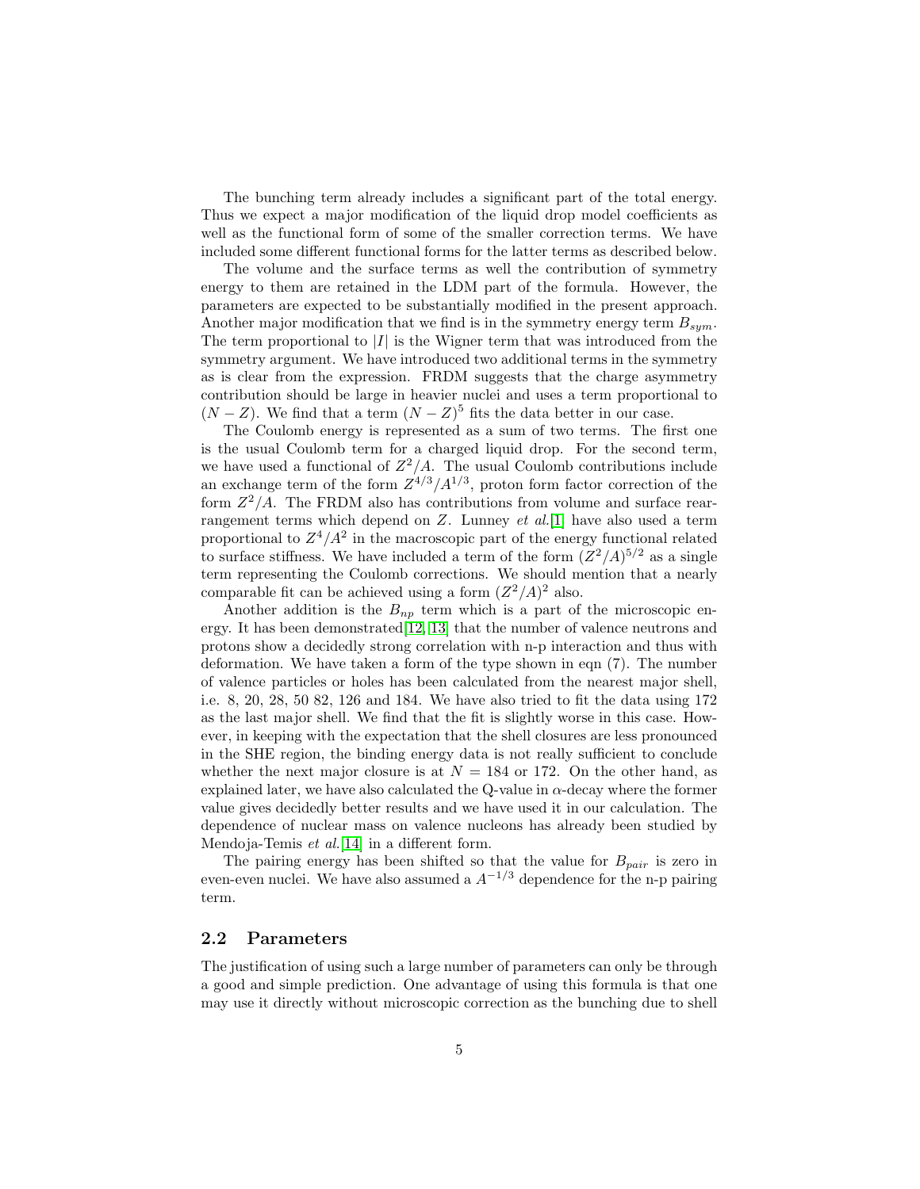The bunching term already includes a significant part of the total energy. Thus we expect a major modification of the liquid drop model coefficients as well as the functional form of some of the smaller correction terms. We have included some different functional forms for the latter terms as described below.

The volume and the surface terms as well the contribution of symmetry energy to them are retained in the LDM part of the formula. However, the parameters are expected to be substantially modified in the present approach. Another major modification that we find is in the symmetry energy term $B_{sym}$. The term proportional to $|I|$ is the Wigner term that was introduced from the symmetry argument. We have introduced two additional terms in the symmetry as is clear from the expression. FRDM suggests that the charge asymmetry contribution should be large in heavier nuclei and uses a term proportional to $(N-Z)$. We find that a term $(N-Z)^5$ fits the data better in our case.

The Coulomb energy is represented as a sum of two terms. The first one is the usual Coulomb term for a charged liquid drop. For the second term, we have used a functional of $Z^2/A$. The usual Coulomb contributions include an exchange term of the form $Z^{4/3}/A^{1/3}$, proton form factor correction of the form $Z^2/A$. The FRDM also has contributions from volume and surface rearrangement terms which depend on $Z$. Lunney *et al.*[1] have also used a term proportional to $Z^4/A^2$ in the macroscopic part of the energy functional related to surface stiffness. We have included a term of the form $(Z^2/A)^{5/2}$ as a single term representing the Coulomb corrections. We should mention that a nearly comparable fit can be achieved using a form $(Z^2/A)^2$ also.

Another addition is the $B_{np}$ term which is a part of the microscopic energy. It has been demonstrated[12, 13] that the number of valence neutrons and protons show a decidedly strong correlation with n-p interaction and thus with deformation. We have taken a form of the type shown in eqn (7). The number of valence particles or holes has been calculated from the nearest major shell, i.e. 8, 20, 28, 50 82, 126 and 184. We have also tried to fit the data using 172 as the last major shell. We find that the fit is slightly worse in this case. However, in keeping with the expectation that the shell closures are less pronounced in the SHE region, the binding energy data is not really sufficient to conclude whether the next major closure is at $N = 184$ or 172. On the other hand, as explained later, we have also calculated the Q-value in $\alpha$-decay where the former value gives decidedly better results and we have used it in our calculation. The dependence of nuclear mass on valence nucleons has already been studied by Mendoja-Temis *et al.*[14] in a different form.

The pairing energy has been shifted so that the value for $B_{pair}$ is zero in even-even nuclei. We have also assumed a $A^{-1/3}$ dependence for the n-p pairing term.

## 2.2 Parameters

The justification of using such a large number of parameters can only be through a good and simple prediction. One advantage of using this formula is that one may use it directly without microscopic correction as the bunching due to shell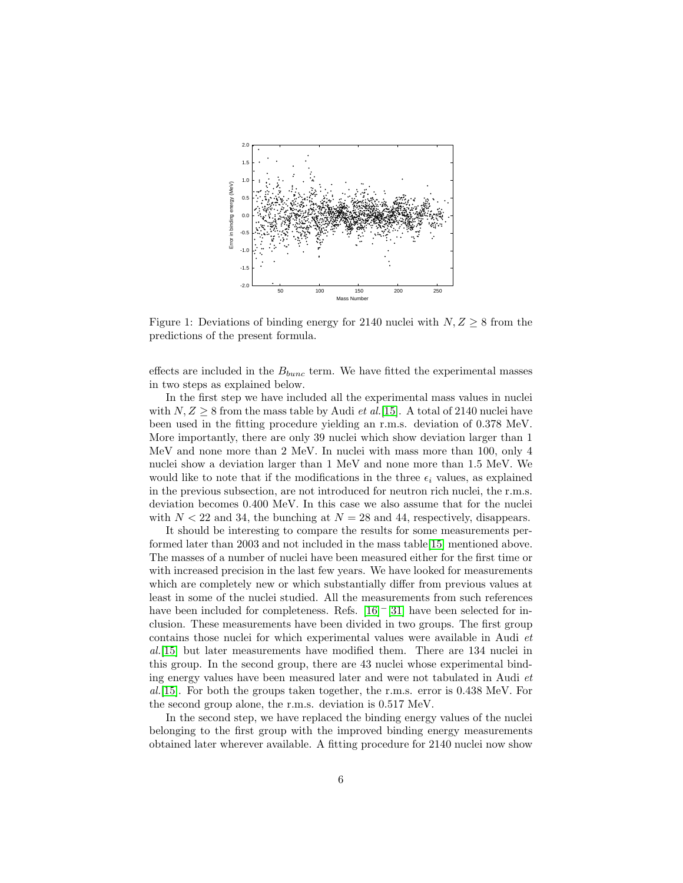Figure 1: Deviations of binding energy for 2140 nuclei with $N, Z \geq 8$ from the predictions of the present formula.

effects are included in the $B_{bunc}$ term. We have fitted the experimental masses in two steps as explained below.

In the first step we have included all the experimental mass values in nuclei with $N, Z \geq 8$ from the mass table by Audi *et al.*[15]. A total of 2140 nuclei have been used in the fitting procedure yielding an r.m.s. deviation of 0.378 MeV. More importantly, there are only 39 nuclei which show deviation larger than 1 MeV and none more than 2 MeV. In nuclei with mass more than 100, only 4 nuclei show a deviation larger than 1 MeV and none more than 1.5 MeV. We would like to note that if the modifications in the three $\epsilon_i$ values, as explained in the previous subsection, are not introduced for neutron rich nuclei, the r.m.s. deviation becomes 0.400 MeV. In this case we also assume that for the nuclei with $N < 22$ and 34, the bunching at $N = 28$ and 44, respectively, disappears.

It should be interesting to compare the results for some measurements performed later than 2003 and not included in the mass table[15] mentioned above. The masses of a number of nuclei have been measured either for the first time or with increased precision in the last few years. We have looked for measurements which are completely new or which substantially differ from previous values at least in some of the nuclei studied. All the measurements from such references have been included for completeness. Refs. [16]−[31] have been selected for inclusion. These measurements have been divided in two groups. The first group contains those nuclei for which experimental values were available in Audi *et al.*[15] but later measurements have modified them. There are 134 nuclei in this group. In the second group, there are 43 nuclei whose experimental binding energy values have been measured later and were not tabulated in Audi *et al.*[15]. For both the groups taken together, the r.m.s. error is 0.438 MeV. For the second group alone, the r.m.s. deviation is 0.517 MeV.

In the second step, we have replaced the binding energy values of the nuclei belonging to the first group with the improved binding energy measurements obtained later wherever available. A fitting procedure for 2140 nuclei now show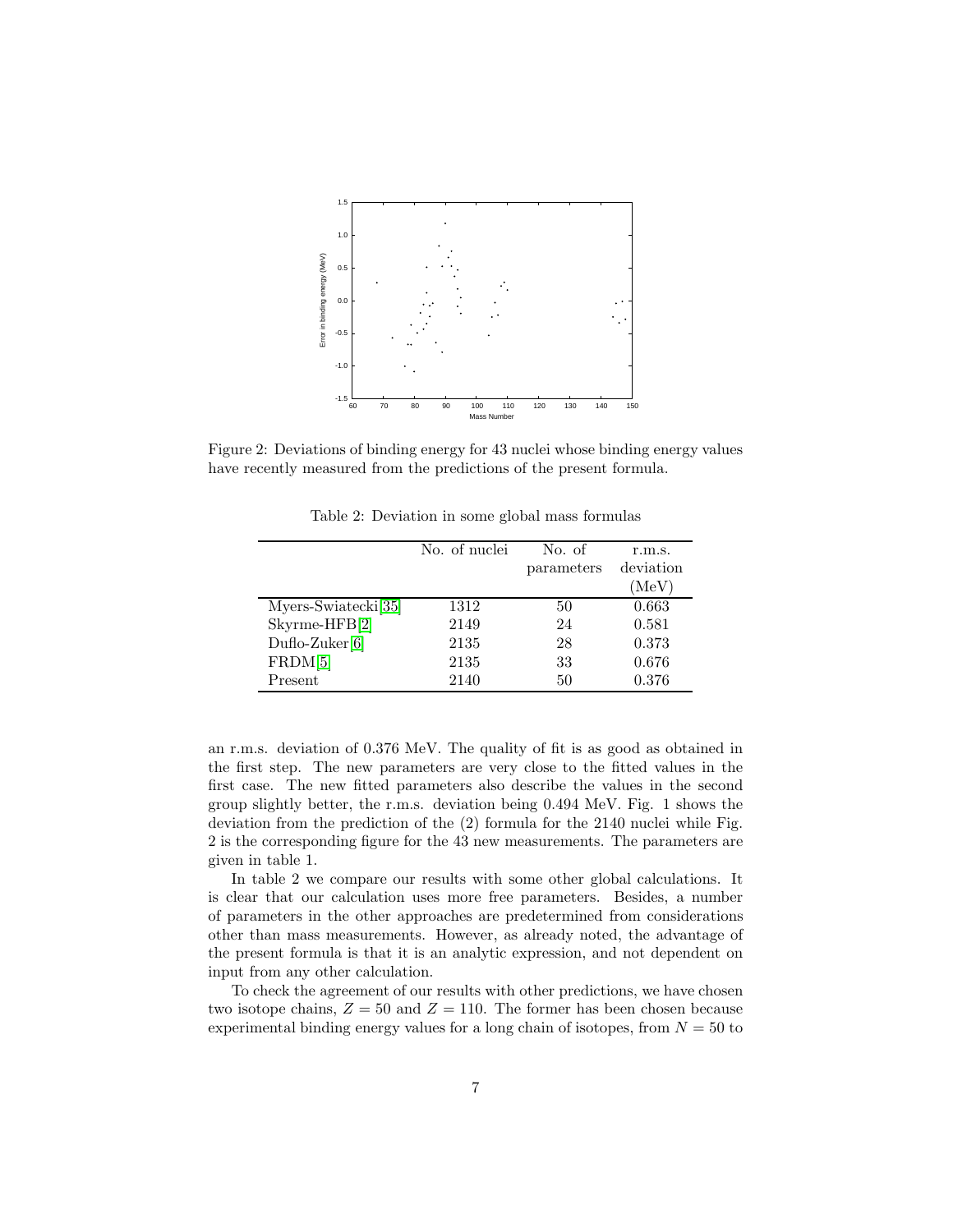Figure 2: Deviations of binding energy for 43 nuclei whose binding energy values have recently measured from the predictions of the present formula.

Table 2: Deviation in some global mass formulas

| | No. of nuclei | No. of parameters | r.m.s. deviation (MeV) |
|---|---|---|---|
| Myers-Swiatecki[35] | 1312 | 50 | 0.663 |
| Skyrme-HFB[2] | 2149 | 24 | 0.581 |
| Duflo-Zuker[6] | 2135 | 28 | 0.373 |
| FRDM[5] | 2135 | 33 | 0.676 |
| Present | 2140 | 50 | 0.376 |

an r.m.s. deviation of 0.376 MeV. The quality of fit is as good as obtained in the first step. The new parameters are very close to the fitted values in the first case. The new fitted parameters also describe the values in the second group slightly better, the r.m.s. deviation being 0.494 MeV. Fig. 1 shows the deviation from the prediction of the (2) formula for the 2140 nuclei while Fig. 2 is the corresponding figure for the 43 new measurements. The parameters are given in table 1.

In table 2 we compare our results with some other global calculations. It is clear that our calculation uses more free parameters. Besides, a number of parameters in the other approaches are predetermined from considerations other than mass measurements. However, as already noted, the advantage of the present formula is that it is an analytic expression, and not dependent on input from any other calculation.

To check the agreement of our results with other predictions, we have chosen two isotope chains, $Z = 50$ and $Z = 110$. The former has been chosen because experimental binding energy values for a long chain of isotopes, from $N = 50$ to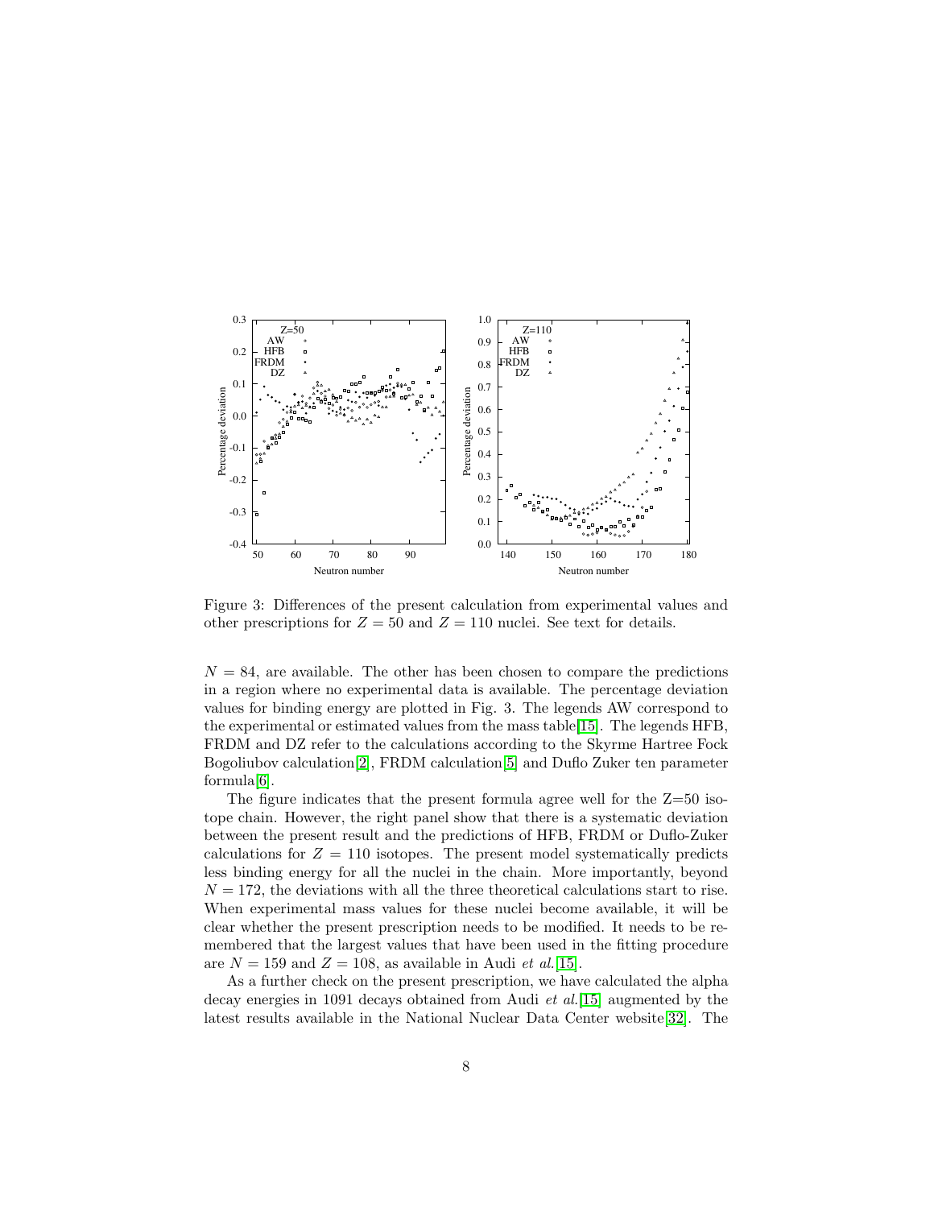Figure 3: Differences of the present calculation from experimental values and other prescriptions for $Z = 50$ and $Z = 110$ nuclei. See text for details.

$N = 84$, are available. The other has been chosen to compare the predictions in a region where no experimental data is available. The percentage deviation values for binding energy are plotted in Fig. 3. The legends AW correspond to the experimental or estimated values from the mass table[15]. The legends HFB, FRDM and DZ refer to the calculations according to the Skyrme Hartree Fock Bogoliubov calculation[2], FRDM calculation[5] and Duflo Zuker ten parameter formula[6].

The figure indicates that the present formula agree well for the Z=50 isotope chain. However, the right panel show that there is a systematic deviation between the present result and the predictions of HFB, FRDM or Duflo-Zuker calculations for $Z = 110$ isotopes. The present model systematically predicts less binding energy for all the nuclei in the chain. More importantly, beyond $N = 172$, the deviations with all the three theoretical calculations start to rise. When experimental mass values for these nuclei become available, it will be clear whether the present prescription needs to be modified. It needs to be remembered that the largest values that have been used in the fitting procedure are $N = 159$ and $Z = 108$, as available in Audi *et al.*[15].

As a further check on the present prescription, we have calculated the alpha decay energies in 1091 decays obtained from Audi *et al.*[15] augmented by the latest results available in the National Nuclear Data Center website[32]. The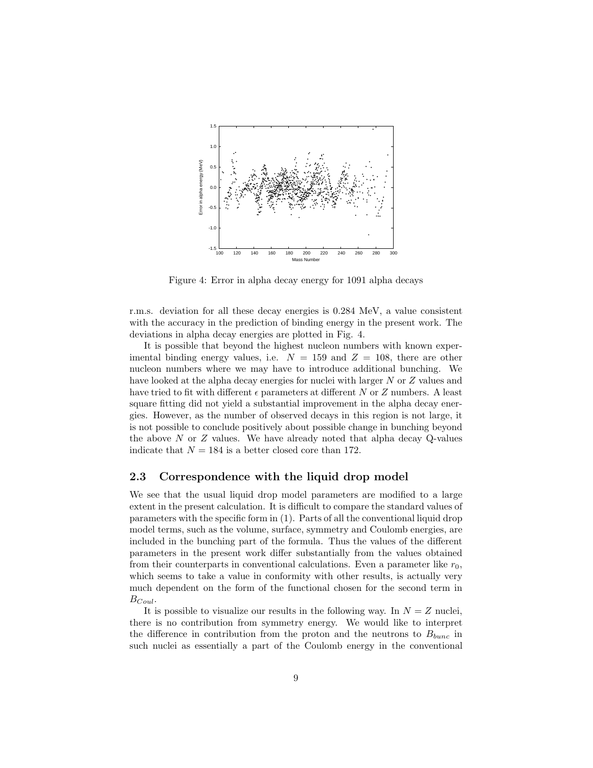Figure 4: Error in alpha decay energy for 1091 alpha decays

r.m.s. deviation for all these decay energies is 0.284 MeV, a value consistent with the accuracy in the prediction of binding energy in the present work. The deviations in alpha decay energies are plotted in Fig. 4.

It is possible that beyond the highest nucleon numbers with known experimental binding energy values, i.e. $N = 159$ and $Z = 108$, there are other nucleon numbers where we may have to introduce additional bunching. We have looked at the alpha decay energies for nuclei with larger $N$ or $Z$ values and have tried to fit with different $\epsilon$ parameters at different $N$ or $Z$ numbers. A least square fitting did not yield a substantial improvement in the alpha decay energies. However, as the number of observed decays in this region is not large, it is not possible to conclude positively about possible change in bunching beyond the above $N$ or $Z$ values. We have already noted that alpha decay Q-values indicate that $N = 184$ is a better closed core than 172.

## 2.3 Correspondence with the liquid drop model

We see that the usual liquid drop model parameters are modified to a large extent in the present calculation. It is difficult to compare the standard values of parameters with the specific form in (1). Parts of all the conventional liquid drop model terms, such as the volume, surface, symmetry and Coulomb energies, are included in the bunching part of the formula. Thus the values of the different parameters in the present work differ substantially from the values obtained from their counterparts in conventional calculations. Even a parameter like $r_0$, which seems to take a value in conformity with other results, is actually very much dependent on the form of the functional chosen for the second term in $B_{Coul}$.

It is possible to visualize our results in the following way. In $N = Z$ nuclei, there is no contribution from symmetry energy. We would like to interpret the difference in contribution from the proton and the neutrons to $B_{bunc}$ in such nuclei as essentially a part of the Coulomb energy in the conventional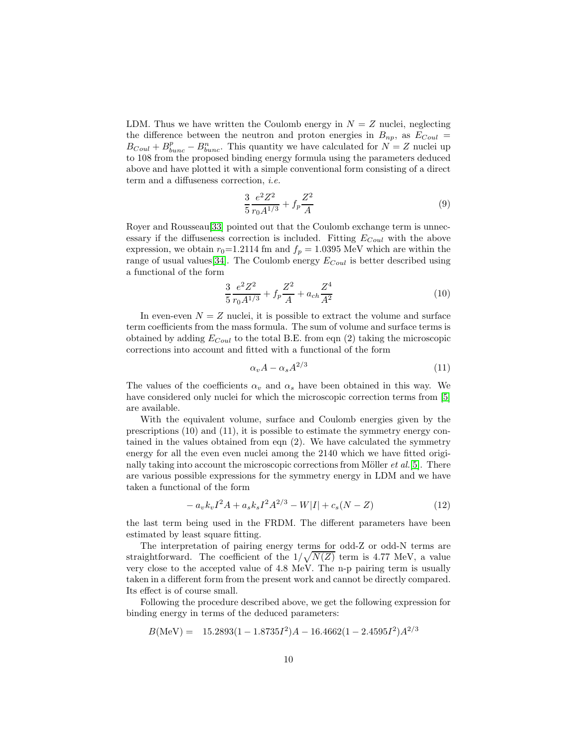LDM. Thus we have written the Coulomb energy in $N = Z$ nuclei, neglecting the difference between the neutron and proton energies in $B_{np}$, as $E_{Coul} = B_{Coul} + B^p_{bunc} - B^n_{bunc}$. This quantity we have calculated for $N = Z$ nuclei up to 108 from the proposed binding energy formula using the parameters deduced above and have plotted it with a simple conventional form consisting of a direct term and a diffuseness correction, *i.e.*

$$\frac{3}{5}\frac{e^2 Z^2}{r_0 A^{1/3}} + f_p \frac{Z^2}{A} \tag{9}$$

Royer and Rousseau[33] pointed out that the Coulomb exchange term is unnecessary if the diffuseness correction is included. Fitting $E_{Coul}$ with the above expression, we obtain $r_0$=1.2114 fm and $f_p$ = 1.0395 MeV which are within the range of usual values[34]. The Coulomb energy $E_{Coul}$ is better described using a functional of the form

$$\frac{3}{5}\frac{e^2 Z^2}{r_0 A^{1/3}} + f_p \frac{Z^2}{A} + a_{ch}\frac{Z^4}{A^2} \tag{10}$$

In even-even $N = Z$ nuclei, it is possible to extract the volume and surface term coefficients from the mass formula. The sum of volume and surface terms is obtained by adding $E_{Coul}$ to the total B.E. from eqn (2) taking the microscopic corrections into account and fitted with a functional of the form

$$\alpha_v A - \alpha_s A^{2/3} \tag{11}$$

The values of the coefficients $\alpha_v$ and $\alpha_s$ have been obtained in this way. We have considered only nuclei for which the microscopic correction terms from [5] are available.

With the equivalent volume, surface and Coulomb energies given by the prescriptions (10) and (11), it is possible to estimate the symmetry energy contained in the values obtained from eqn (2). We have calculated the symmetry energy for all the even even nuclei among the 2140 which we have fitted originally taking into account the microscopic corrections from Möller *et al.*[5]. There are various possible expressions for the symmetry energy in LDM and we have taken a functional of the form

$$-a_v k_v I^2 A + a_s k_s I^2 A^{2/3} - W|I| + c_s(N - Z) \tag{12}$$

the last term being used in the FRDM. The different parameters have been estimated by least square fitting.

The interpretation of pairing energy terms for odd-Z or odd-N terms are straightforward. The coefficient of the $1/\sqrt{N(Z)}$ term is 4.77 MeV, a value very close to the accepted value of 4.8 MeV. The n-p pairing term is usually taken in a different form from the present work and cannot be directly compared. Its effect is of course small.

Following the procedure described above, we get the following expression for binding energy in terms of the deduced parameters:

$$B(\text{MeV}) = \quad 15.2893(1 - 1.8735I^2)A - 16.4662(1 - 2.4595I^2)A^{2/3}$$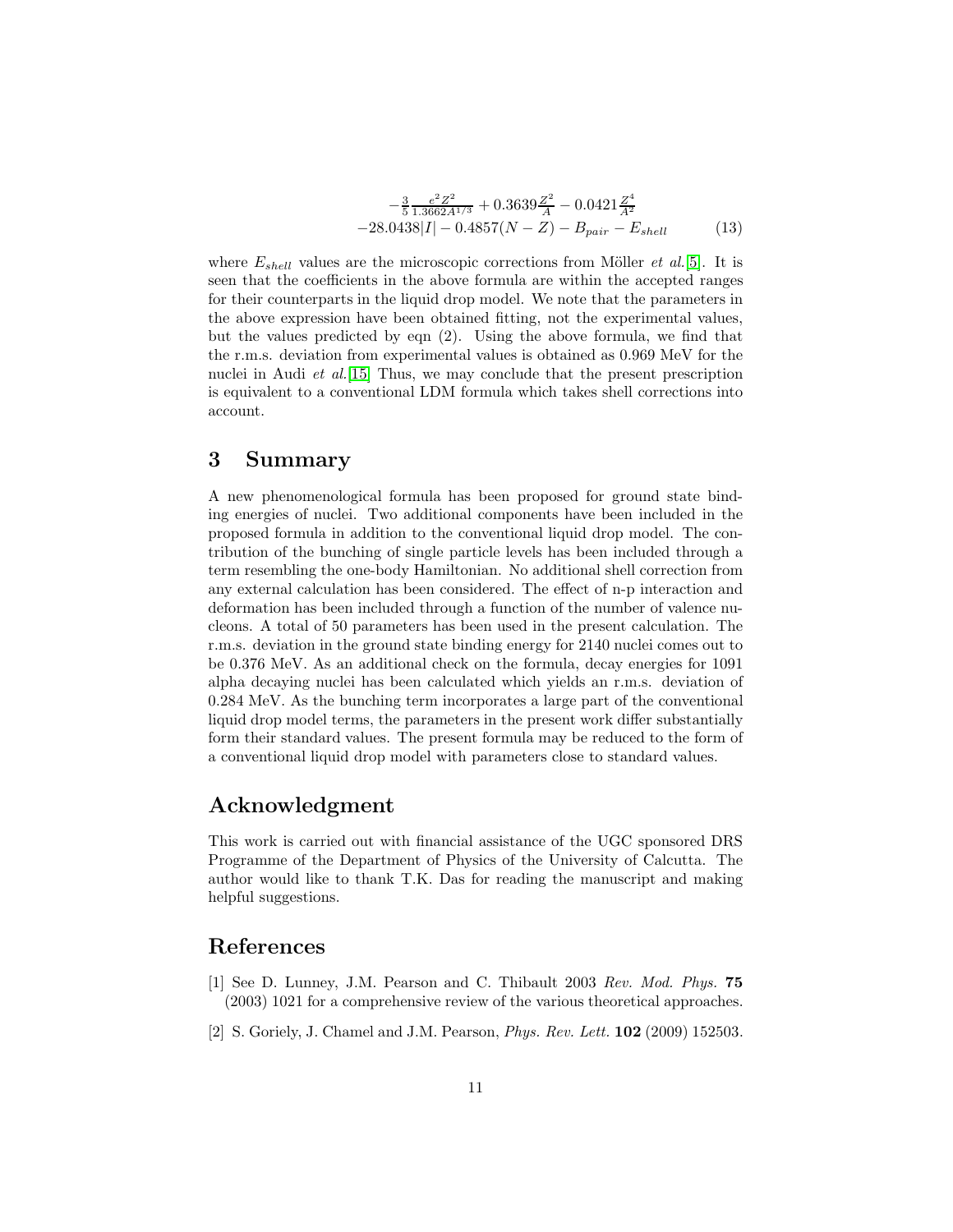$$
\begin{aligned}
&-\tfrac{3}{5}\tfrac{e^2 Z^2}{1.3662 A^{1/3}} + 0.3639\tfrac{Z^2}{A} - 0.0421\tfrac{Z^4}{A^2} \\
&-28.0438|I| - 0.4857(N-Z) - B_{pair} - E_{shell} \qquad (13)
\end{aligned}
$$

where $E_{shell}$ values are the microscopic corrections from Möller *et al.*[5]. It is seen that the coefficients in the above formula are within the accepted ranges for their counterparts in the liquid drop model. We note that the parameters in the above expression have been obtained fitting, not the experimental values, but the values predicted by eqn (2). Using the above formula, we find that the r.m.s. deviation from experimental values is obtained as 0.969 MeV for the nuclei in Audi *et al.*[15] Thus, we may conclude that the present prescription is equivalent to a conventional LDM formula which takes shell corrections into account.

## 3 Summary

A new phenomenological formula has been proposed for ground state binding energies of nuclei. Two additional components have been included in the proposed formula in addition to the conventional liquid drop model. The contribution of the bunching of single particle levels has been included through a term resembling the one-body Hamiltonian. No additional shell correction from any external calculation has been considered. The effect of n-p interaction and deformation has been included through a function of the number of valence nucleons. A total of 50 parameters has been used in the present calculation. The r.m.s. deviation in the ground state binding energy for 2140 nuclei comes out to be 0.376 MeV. As an additional check on the formula, decay energies for 1091 alpha decaying nuclei has been calculated which yields an r.m.s. deviation of 0.284 MeV. As the bunching term incorporates a large part of the conventional liquid drop model terms, the parameters in the present work differ substantially form their standard values. The present formula may be reduced to the form of a conventional liquid drop model with parameters close to standard values.

## Acknowledgment

This work is carried out with financial assistance of the UGC sponsored DRS Programme of the Department of Physics of the University of Calcutta. The author would like to thank T.K. Das for reading the manuscript and making helpful suggestions.

## References

[1] See D. Lunney, J.M. Pearson and C. Thibault 2003 *Rev. Mod. Phys.* **75** (2003) 1021 for a comprehensive review of the various theoretical approaches.

[2] S. Goriely, J. Chamel and J.M. Pearson, *Phys. Rev. Lett.* **102** (2009) 152503.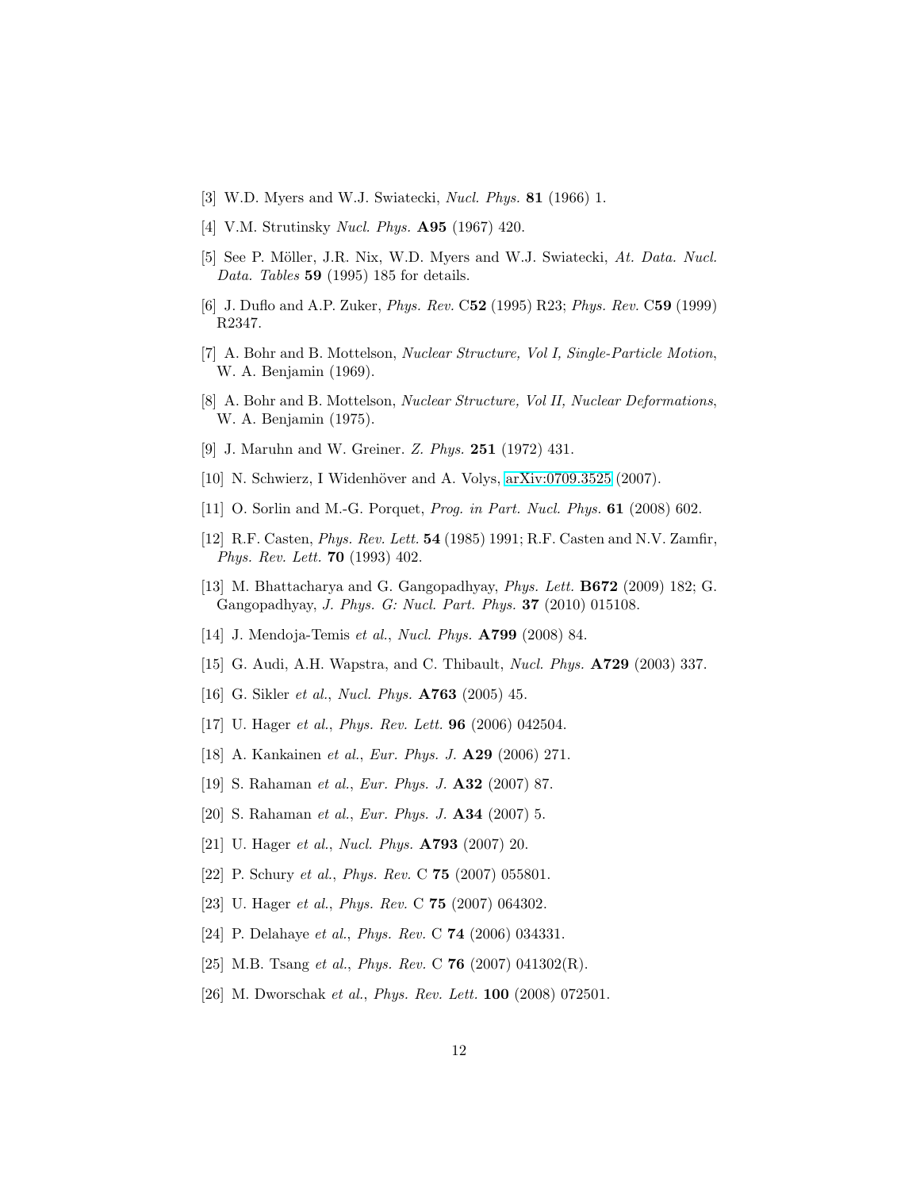[3] W.D. Myers and W.J. Swiatecki, *Nucl. Phys.* **81** (1966) 1.

[4] V.M. Strutinsky *Nucl. Phys.* **A95** (1967) 420.

[5] See P. Möller, J.R. Nix, W.D. Myers and W.J. Swiatecki, *At. Data. Nucl. Data. Tables* **59** (1995) 185 for details.

[6] J. Duflo and A.P. Zuker, *Phys. Rev.* C**52** (1995) R23; *Phys. Rev.* C**59** (1999) R2347.

[7] A. Bohr and B. Mottelson, *Nuclear Structure, Vol I, Single-Particle Motion*, W. A. Benjamin (1969).

[8] A. Bohr and B. Mottelson, *Nuclear Structure, Vol II, Nuclear Deformations*, W. A. Benjamin (1975).

[9] J. Maruhn and W. Greiner. *Z. Phys.* **251** (1972) 431.

[10] N. Schwierz, I Widenhöver and A. Volys, arXiv:0709.3525 (2007).

[11] O. Sorlin and M.-G. Porquet, *Prog. in Part. Nucl. Phys.* **61** (2008) 602.

[12] R.F. Casten, *Phys. Rev. Lett.* **54** (1985) 1991; R.F. Casten and N.V. Zamfir, *Phys. Rev. Lett.* **70** (1993) 402.

[13] M. Bhattacharya and G. Gangopadhyay, *Phys. Lett.* **B672** (2009) 182; G. Gangopadhyay, *J. Phys. G: Nucl. Part. Phys.* **37** (2010) 015108.

[14] J. Mendoja-Temis *et al.*, *Nucl. Phys.* **A799** (2008) 84.

[15] G. Audi, A.H. Wapstra, and C. Thibault, *Nucl. Phys.* **A729** (2003) 337.

[16] G. Sikler *et al.*, *Nucl. Phys.* **A763** (2005) 45.

[17] U. Hager *et al.*, *Phys. Rev. Lett.* **96** (2006) 042504.

[18] A. Kankainen *et al.*, *Eur. Phys. J.* **A29** (2006) 271.

[19] S. Rahaman *et al.*, *Eur. Phys. J.* **A32** (2007) 87.

[20] S. Rahaman *et al.*, *Eur. Phys. J.* **A34** (2007) 5.

[21] U. Hager *et al.*, *Nucl. Phys.* **A793** (2007) 20.

[22] P. Schury *et al.*, *Phys. Rev.* C **75** (2007) 055801.

[23] U. Hager *et al.*, *Phys. Rev.* C **75** (2007) 064302.

[24] P. Delahaye *et al.*, *Phys. Rev.* C **74** (2006) 034331.

[25] M.B. Tsang *et al.*, *Phys. Rev.* C **76** (2007) 041302(R).

[26] M. Dworschak *et al.*, *Phys. Rev. Lett.* **100** (2008) 072501.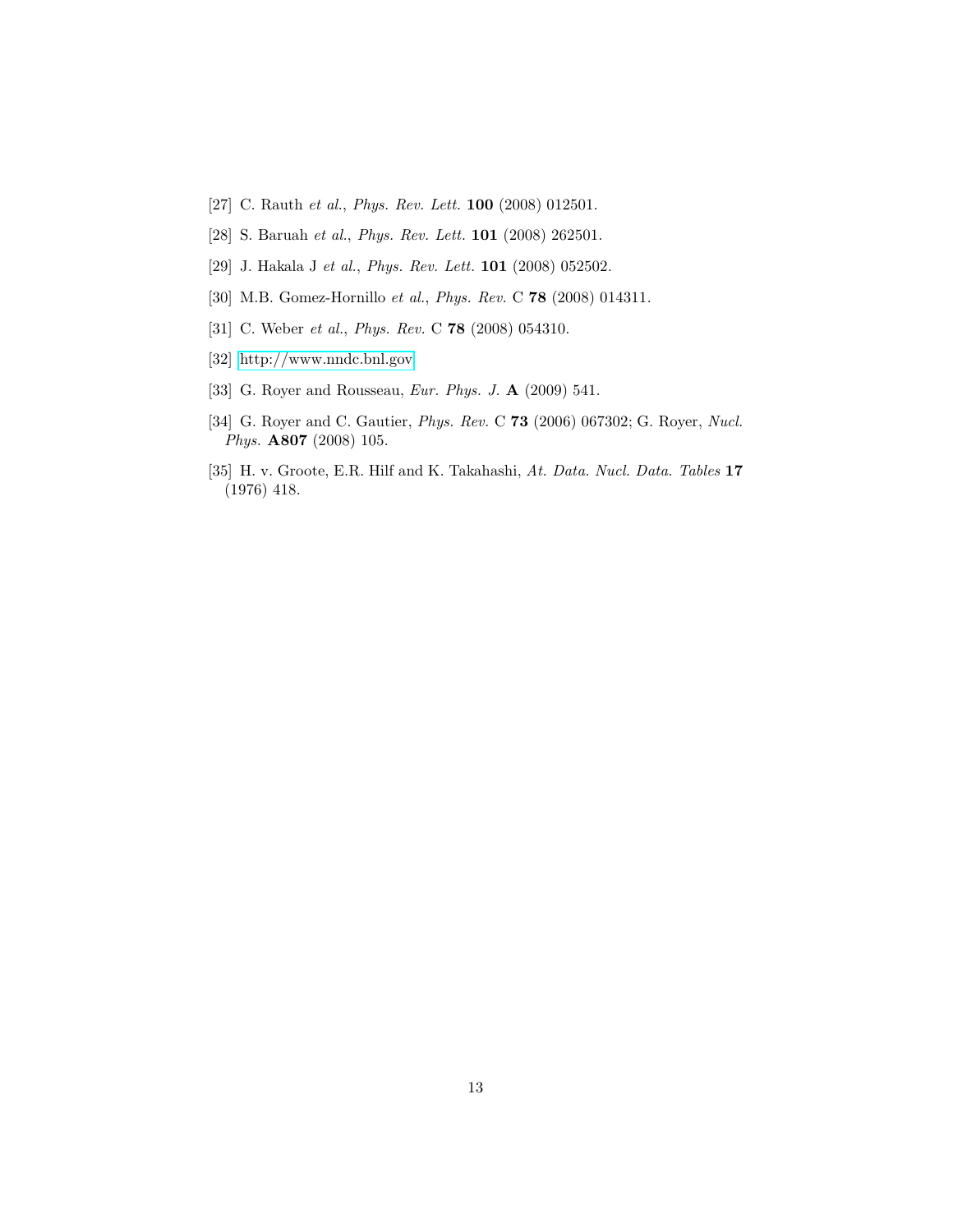[27] C. Rauth *et al.*, *Phys. Rev. Lett.* **100** (2008) 012501.

[28] S. Baruah *et al.*, *Phys. Rev. Lett.* **101** (2008) 262501.

[29] J. Hakala J *et al.*, *Phys. Rev. Lett.* **101** (2008) 052502.

[30] M.B. Gomez-Hornillo *et al.*, *Phys. Rev.* C **78** (2008) 014311.

[31] C. Weber *et al.*, *Phys. Rev.* C **78** (2008) 054310.

[32] http://www.nndc.bnl.gov

[33] G. Royer and Rousseau, *Eur. Phys. J.* **A** (2009) 541.

[34] G. Royer and C. Gautier, *Phys. Rev.* C **73** (2006) 067302; G. Royer, *Nucl. Phys.* **A807** (2008) 105.

[35] H. v. Groote, E.R. Hilf and K. Takahashi, *At. Data. Nucl. Data. Tables* **17** (1976) 418.